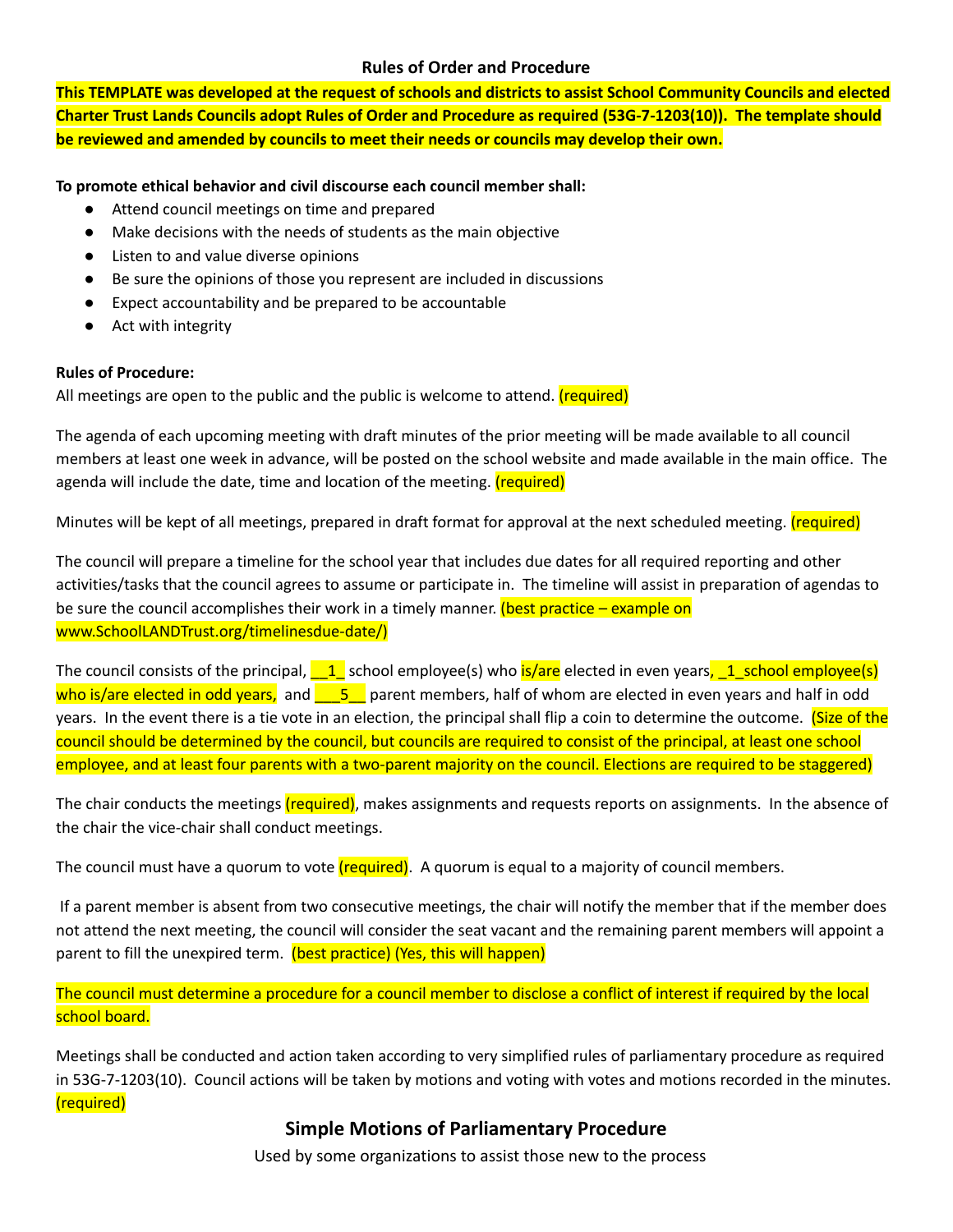## Rules of Order and Procedure

**This TEMPLATE was developed at the request of schools and districts to assist School Community Councils and elected Charter Trust Lands Councils adopt Rules of Order and Procedure as required (53G-7-1203(10)). The template should be reviewed and amended by councils to meet their needs or councils may develop their own.**

**To promote ethical behavior and civil discourse each council member shall:**

- Attend council meetings on time and prepared
- Make decisions with the needs of students as the main objective
- Listen to and value diverse opinions
- Be sure the opinions of those you represent are included in discussions
- Expect accountability and be prepared to be accountable
- Act with integrity

**Rules of Procedure:**

All meetings are open to the public and the public is welcome to attend. (required)

The agenda of each upcoming meeting with draft minutes of the prior meeting will be made available to all council members at least one week in advance, will be posted on the school website and made available in the main office. The agenda will include the date, time and location of the meeting. (required)

Minutes will be kept of all meetings, prepared in draft format for approval at the next scheduled meeting. (required)

The council will prepare a timeline for the school year that includes due dates for all required reporting and other activities/tasks that the council agrees to assume or participate in. The timeline will assist in preparation of agendas to be sure the council accomplishes their work in a timely manner. (best practice – example on www.SchoolLANDTrust.org/timelinesdue-date/)

The council consists of the principal, __1_ school employee(s) who is/are elected in even years, _1_school employee(s) who is/are elected in odd years, and ___5__ parent members, half of whom are elected in even years and half in odd years. In the event there is a tie vote in an election, the principal shall flip a coin to determine the outcome. (Size of the council should be determined by the council, but councils are required to consist of the principal, at least one school employee, and at least four parents with a two-parent majority on the council. Elections are required to be staggered)

The chair conducts the meetings (required), makes assignments and requests reports on assignments. In the absence of the chair the vice-chair shall conduct meetings.

The council must have a quorum to vote (required). A quorum is equal to a majority of council members.

If a parent member is absent from two consecutive meetings, the chair will notify the member that if the member does not attend the next meeting, the council will consider the seat vacant and the remaining parent members will appoint a parent to fill the unexpired term. (best practice) (Yes, this will happen)

The council must determine a procedure for a council member to disclose a conflict of interest if required by the local school board.

Meetings shall be conducted and action taken according to very simplified rules of parliamentary procedure as required in 53G-7-1203(10). Council actions will be taken by motions and voting with votes and motions recorded in the minutes. (required)

## Simple Motions of Parliamentary Procedure

Used by some organizations to assist those new to the process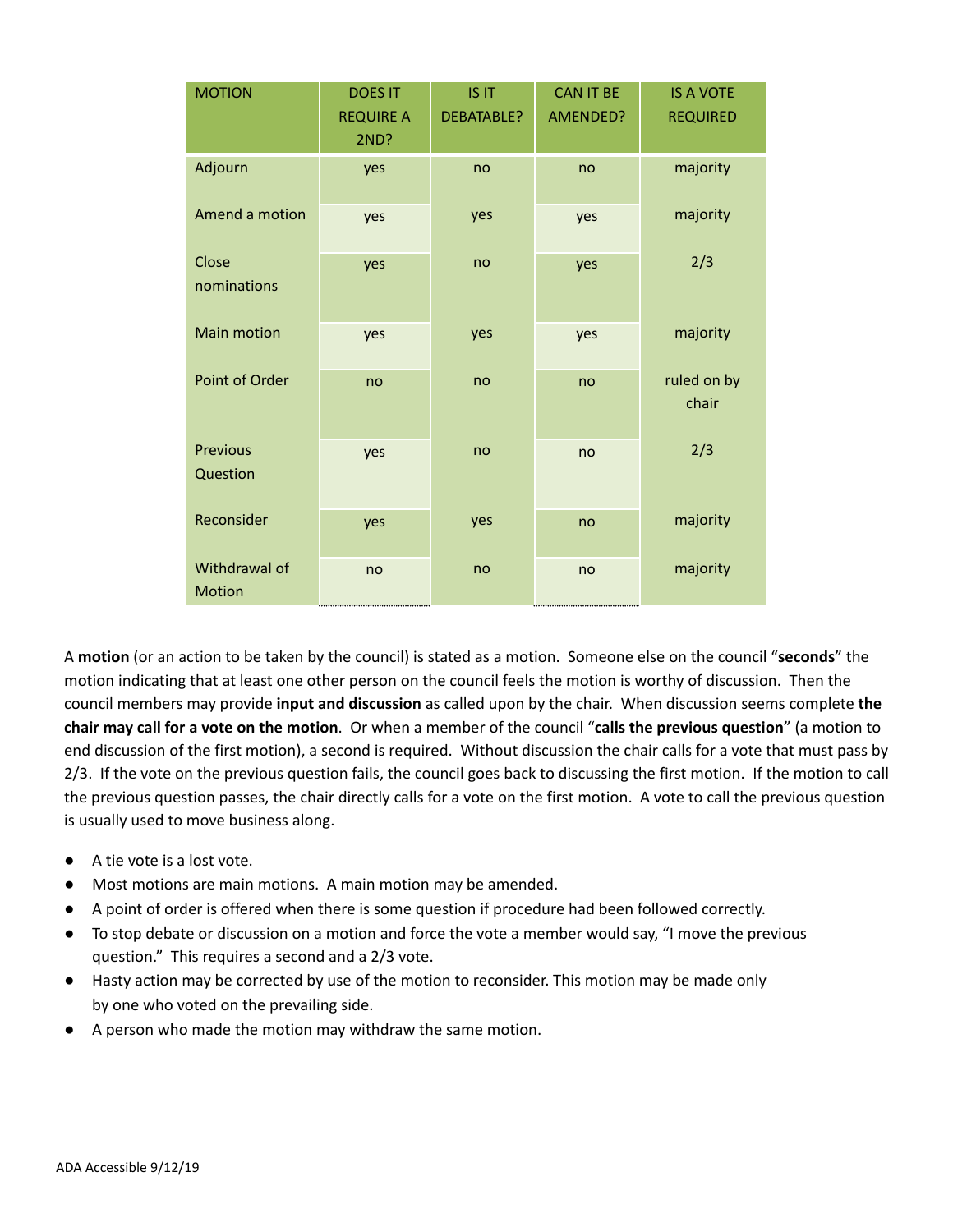| MOTION | DOES IT REQUIRE A 2ND? | IS IT DEBATABLE? | CAN IT BE AMENDED? | IS A VOTE REQUIRED |
|---|---|---|---|---|
| Adjourn | yes | no | no | majority |
| Amend a motion | yes | yes | yes | majority |
| Close nominations | yes | no | yes | 2/3 |
| Main motion | yes | yes | yes | majority |
| Point of Order | no | no | no | ruled on by chair |
| Previous Question | yes | no | no | 2/3 |
| Reconsider | yes | yes | no | majority |
| Withdrawal of Motion | no | no | no | majority |

A **motion** (or an action to be taken by the council) is stated as a motion. Someone else on the council "**seconds**" the motion indicating that at least one other person on the council feels the motion is worthy of discussion. Then the council members may provide **input and discussion** as called upon by the chair. When discussion seems complete **the chair may call for a vote on the motion**. Or when a member of the council "**calls the previous question**" (a motion to end discussion of the first motion), a second is required. Without discussion the chair calls for a vote that must pass by 2/3. If the vote on the previous question fails, the council goes back to discussing the first motion. If the motion to call the previous question passes, the chair directly calls for a vote on the first motion. A vote to call the previous question is usually used to move business along.

- A tie vote is a lost vote.
- Most motions are main motions. A main motion may be amended.
- A point of order is offered when there is some question if procedure had been followed correctly.
- To stop debate or discussion on a motion and force the vote a member would say, "I move the previous question." This requires a second and a 2/3 vote.
- Hasty action may be corrected by use of the motion to reconsider. This motion may be made only by one who voted on the prevailing side.
- A person who made the motion may withdraw the same motion.

ADA Accessible 9/12/19